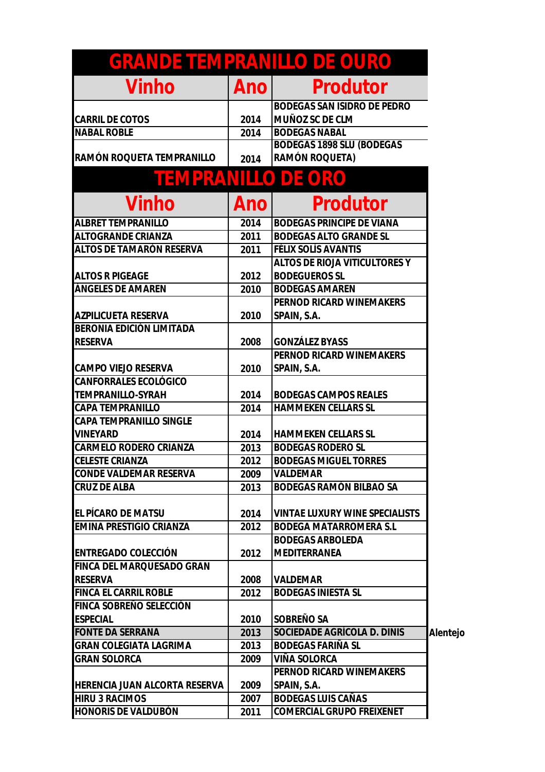# GRANDE TEMPRANILLO DE OURO

| Vinho | Ano | Produtor |
|---|---|---|
| CARRIL DE COTOS | 2014 | BODEGAS SAN ISIDRO DE PEDRO MUÑOZ SC DE CLM |
| NABAL ROBLE | 2014 | BODEGAS NABAL |
| RAMÓN ROQUETA TEMPRANILLO | 2014 | BODEGAS 1898 SLU (BODEGAS RAMÓN ROQUETA) |

# TEMPRANILLO DE ORO

| Vinho | Ano | Produtor | |
|---|---|---|---|
| ALBRET TEMPRANILLO | 2014 | BODEGAS PRINCIPE DE VIANA | |
| ALTOGRANDE CRIANZA | 2011 | BODEGAS ALTO GRANDE SL | |
| ALTOS DE TAMARÓN RESERVA | 2011 | FÉLIX SOLÍS AVANTIS | |
| ALTOS R PIGEAGE | 2012 | ALTOS DE RIOJA VITICULTORES Y BODEGUEROS SL | |
| ÁNGELES DE AMAREN | 2010 | BODEGAS AMAREN | |
| AZPILICUETA RESERVA | 2010 | PERNOD RICARD WINEMAKERS SPAIN, S.A. | |
| BERONIA EDICIÓN LIMITADA RESERVA | 2008 | GONZÁLEZ BYASS | |
| CAMPO VIEJO RESERVA | 2010 | PERNOD RICARD WINEMAKERS SPAIN, S.A. | |
| CANFORRALES ECOLÓGICO TEMPRANILLO-SYRAH | 2014 | BODEGAS CAMPOS REALES | |
| CAPA TEMPRANILLO | 2014 | HAMMEKEN CELLARS SL | |
| CAPA TEMPRANILLO SINGLE VINEYARD | 2014 | HAMMEKEN CELLARS SL | |
| CARMELO RODERO CRIANZA | 2013 | BODEGAS RODERO SL | |
| CELESTE CRIANZA | 2012 | BODEGAS MIGUEL TORRES | |
| CONDE VALDEMAR RESERVA | 2009 | VALDEMAR | |
| CRUZ DE ALBA | 2013 | BODEGAS RAMÓN BILBAO SA | |
| EL PÍCARO DE MATSU | 2014 | VINTAE LUXURY WINE SPECIALISTS | |
| EMINA PRESTIGIO CRIANZA | 2012 | BODEGA MATARROMERA S.L | |
| ENTREGADO COLECCIÓN | 2012 | BODEGAS ARBOLEDA MEDITERRANEA | |
| FINCA DEL MARQUESADO GRAN RESERVA | 2008 | VALDEMAR | |
| FINCA EL CARRIL ROBLE | 2012 | BODEGAS INIESTA SL | |
| FINCA SOBREÑO SELECCIÓN ESPECIAL | 2010 | SOBREÑO SA | |
| FONTE DA SERRANA | 2013 | SOCIEDADE AGRÍCOLA D. DINIS | Alentejo |
| GRAN COLEGIATA LAGRIMA | 2013 | BODEGAS FARIÑA SL | |
| GRAN SOLORCA | 2009 | VIÑA SOLORCA | |
| HERENCIA JUAN ALCORTA RESERVA | 2009 | PERNOD RICARD WINEMAKERS SPAIN, S.A. | |
| HIRU 3 RACIMOS | 2007 | BODEGAS LUIS CAÑAS | |
| HONORIS DE VALDUBÓN | 2011 | COMERCIAL GRUPO FREIXENET | |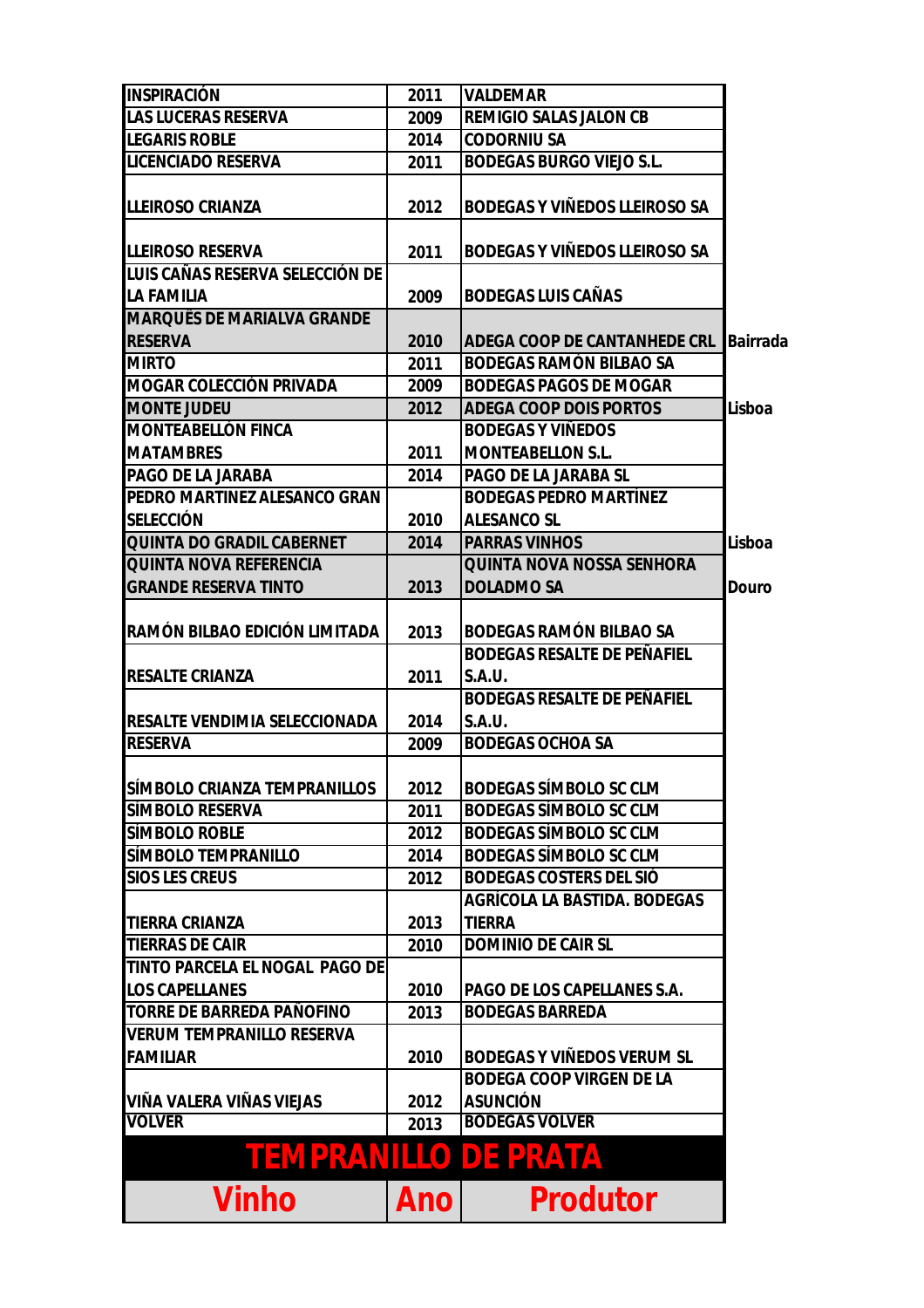| | | | |
|---|---|---|---|
| INSPIRACIÓN | 2011 | VALDEMAR | |
| LAS LUCERAS RESERVA | 2009 | REMIGIO SALAS JALON CB | |
| LEGARIS ROBLE | 2014 | CODORNIU SA | |
| LICENCIADO RESERVA | 2011 | BODEGAS BURGO VIEJO S.L. | |
| LLEIROSO CRIANZA | 2012 | BODEGAS Y VIÑEDOS LLEIROSO SA | |
| LLEIROSO RESERVA | 2011 | BODEGAS Y VIÑEDOS LLEIROSO SA | |
| LUIS CAÑAS RESERVA SELECCIÓN DE LA FAMILIA | 2009 | BODEGAS LUIS CAÑAS | |
| MARQUÊS DE MARIALVA GRANDE RESERVA | 2010 | ADEGA COOP DE CANTANHEDE CRL | Bairrada |
| MIRTO | 2011 | BODEGAS RAMÓN BILBAO SA | |
| MOGAR COLECCIÓN PRIVADA | 2009 | BODEGAS PAGOS DE MOGAR | |
| MONTE JUDEU | 2012 | ADEGA COOP DOIS PORTOS | Lisboa |
| MONTEABELLÓN FINCA MATAMBRES | 2011 | BODEGAS Y VIÑEDOS MONTEABELLON S.L. | |
| PAGO DE LA JARABA | 2014 | PAGO DE LA JARABA SL | |
| PEDRO MARTINEZ ALESANCO GRAN SELECCIÓN | 2010 | BODEGAS PEDRO MARTÍNEZ ALESANCO SL | |
| QUINTA DO GRADIL CABERNET | 2014 | PARRAS VINHOS | Lisboa |
| QUINTA NOVA REFERENCIA GRANDE RESERVA TINTO | 2013 | QUINTA NOVA NOSSA SENHORA DOLADMO SA | Douro |
| RAMÓN BILBAO EDICIÓN LIMITADA | 2013 | BODEGAS RAMÓN BILBAO SA | |
| RESALTE CRIANZA | 2011 | BODEGAS RESALTE DE PEÑAFIEL S.A.U. | |
| RESALTE VENDIMIA SELECCIONADA | 2014 | BODEGAS RESALTE DE PEÑAFIEL S.A.U. | |
| RESERVA | 2009 | BODEGAS OCHOA SA | |
| SÍMBOLO CRIANZA TEMPRANILLOS | 2012 | BODEGAS SÍMBOLO SC CLM | |
| SÍMBOLO RESERVA | 2011 | BODEGAS SÍMBOLO SC CLM | |
| SÍMBOLO ROBLE | 2012 | BODEGAS SÍMBOLO SC CLM | |
| SÍMBOLO TEMPRANILLO | 2014 | BODEGAS SÍMBOLO SC CLM | |
| SIOS LES CREUS | 2012 | BODEGAS COSTERS DEL SIÓ | |
| TIERRA CRIANZA | 2013 | AGRÍCOLA LA BASTIDA. BODEGAS TIERRA | |
| TIERRAS DE CAIR | 2010 | DOMINIO DE CAIR SL | |
| TINTO PARCELA EL NOGAL PAGO DE LOS CAPELLANES | 2010 | PAGO DE LOS CAPELLANES S.A. | |
| TORRE DE BARREDA PAÑOFINO | 2013 | BODEGAS BARREDA | |
| VERUM TEMPRANILLO RESERVA FAMILIAR | 2010 | BODEGAS Y VIÑEDOS VERUM SL | |
| VIÑA VALERA VIÑAS VIEJAS | 2012 | BODEGA COOP VIRGEN DE LA ASUNCIÓN | |
| VOLVER | 2013 | BODEGAS VOLVER | |

# TEMPRANILLO DE PRATA

| Vinho | Ano | Produtor |
|---|---|---|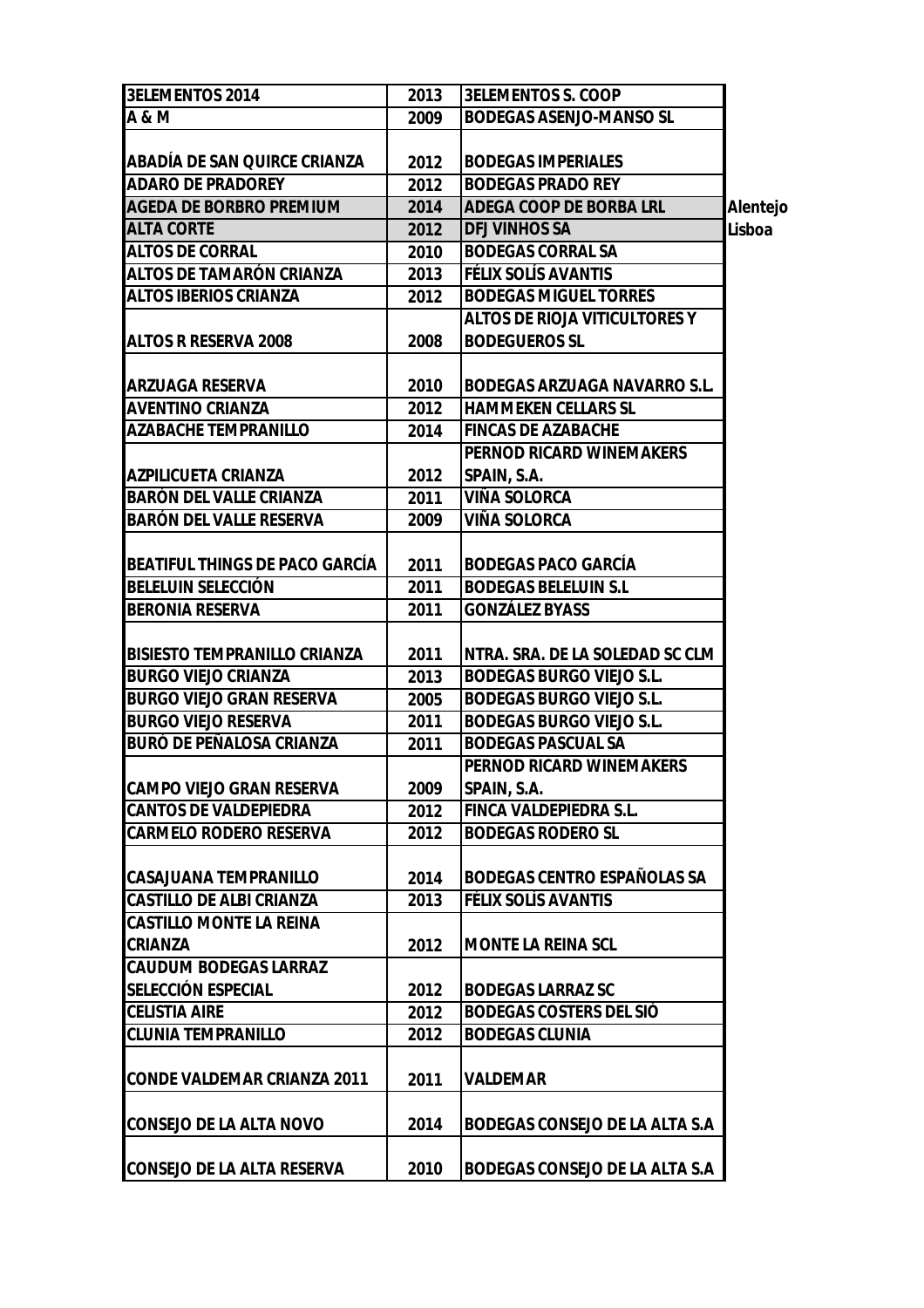| | | | |
|---|---|---|---|
| 3ELEMENTOS 2014 | 2013 | 3ELEMENTOS S. COOP | |
| A & M | 2009 | BODEGAS ASENJO-MANSO SL | |
| ABADÍA DE SAN QUIRCE CRIANZA | 2012 | BODEGAS IMPERIALES | |
| ADARO DE PRADOREY | 2012 | BODEGAS PRADO REY | |
| AGEDA DE BORBRO PREMIUM | 2014 | ADEGA COOP DE BORBA LRL | Alentejo |
| ALTA CORTE | 2012 | DFJ VINHOS SA | Lisboa |
| ALTOS DE CORRAL | 2010 | BODEGAS CORRAL SA | |
| ALTOS DE TAMARÓN CRIANZA | 2013 | FÉLIX SOLÍS AVANTIS | |
| ALTOS IBERIOS CRIANZA | 2012 | BODEGAS MIGUEL TORRES | |
| ALTOS R RESERVA 2008 | 2008 | ALTOS DE RIOJA VITICULTORES Y BODEGUEROS SL | |
| ARZUAGA RESERVA | 2010 | BODEGAS ARZUAGA NAVARRO S.L. | |
| AVENTINO CRIANZA | 2012 | HAMMEKEN CELLARS SL | |
| AZABACHE TEMPRANILLO | 2014 | FINCAS DE AZABACHE | |
| AZPILICUETA CRIANZA | 2012 | PERNOD RICARD WINEMAKERS SPAIN, S.A. | |
| BARÓN DEL VALLE CRIANZA | 2011 | VIÑA SOLORCA | |
| BARÓN DEL VALLE RESERVA | 2009 | VIÑA SOLORCA | |
| BEATIFUL THINGS DE PACO GARCÍA | 2011 | BODEGAS PACO GARCÍA | |
| BELELUIN SELECCIÓN | 2011 | BODEGAS BELELUIN S.L | |
| BERONIA RESERVA | 2011 | GONZÁLEZ BYASS | |
| BISIESTO TEMPRANILLO CRIANZA | 2011 | NTRA. SRA. DE LA SOLEDAD SC CLM | |
| BURGO VIEJO CRIANZA | 2013 | BODEGAS BURGO VIEJO S.L. | |
| BURGO VIEJO GRAN RESERVA | 2005 | BODEGAS BURGO VIEJO S.L. | |
| BURGO VIEJO RESERVA | 2011 | BODEGAS BURGO VIEJO S.L. | |
| BURÓ DE PEÑALOSA CRIANZA | 2011 | BODEGAS PASCUAL SA | |
| CAMPO VIEJO GRAN RESERVA | 2009 | PERNOD RICARD WINEMAKERS SPAIN, S.A. | |
| CANTOS DE VALDEPIEDRA | 2012 | FINCA VALDEPIEDRA S.L. | |
| CARMELO RODERO RESERVA | 2012 | BODEGAS RODERO SL | |
| CASAJUANA TEMPRANILLO | 2014 | BODEGAS CENTRO ESPAÑOLAS SA | |
| CASTILLO DE ALBI CRIANZA | 2013 | FÉLIX SOLÍS AVANTIS | |
| CASTILLO MONTE LA REINA CRIANZA | 2012 | MONTE LA REINA SCL | |
| CAUDUM BODEGAS LARRAZ SELECCIÓN ESPECIAL | 2012 | BODEGAS LARRAZ SC | |
| CELISTIA AIRE | 2012 | BODEGAS COSTERS DEL SIÓ | |
| CLUNIA TEMPRANILLO | 2012 | BODEGAS CLUNIA | |
| CONDE VALDEMAR CRIANZA 2011 | 2011 | VALDEMAR | |
| CONSEJO DE LA ALTA NOVO | 2014 | BODEGAS CONSEJO DE LA ALTA S.A | |
| CONSEJO DE LA ALTA RESERVA | 2010 | BODEGAS CONSEJO DE LA ALTA S.A | |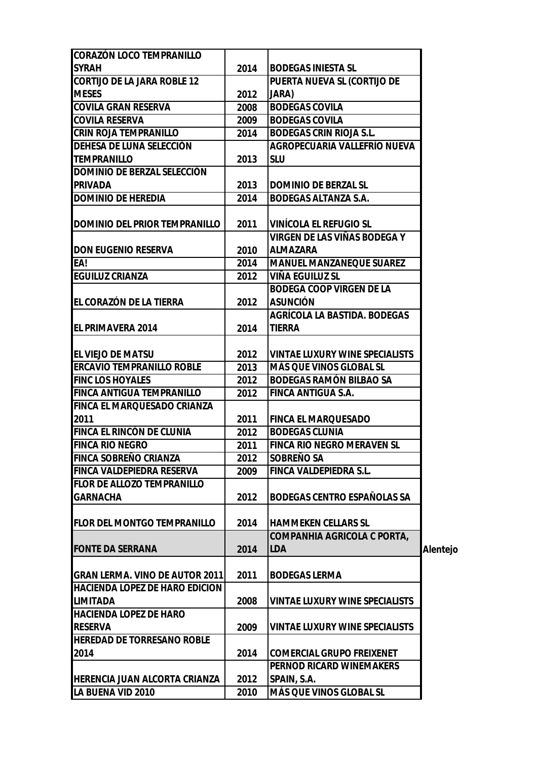| | | | |
|---|---|---|---|
| CORAZÓN LOCO TEMPRANILLO SYRAH | 2014 | BODEGAS INIESTA SL | |
| CORTIJO DE LA JARA ROBLE 12 MESES | 2012 | PUERTA NUEVA SL (CORTIJO DE JARA) | |
| COVILA GRAN RESERVA | 2008 | BODEGAS COVILA | |
| COVILA RESERVA | 2009 | BODEGAS COVILA | |
| CRIN ROJA TEMPRANILLO | 2014 | BODEGAS CRIN RIOJA S.L. | |
| DEHESA DE LUNA SELECCIÓN TEMPRANILLO | 2013 | AGROPECUARIA VALLEFRÍO NUEVA SLU | |
| DOMINIO DE BERZAL SELECCIÓN PRIVADA | 2013 | DOMINIO DE BERZAL SL | |
| DOMINIO DE HEREDIA | 2014 | BODEGAS ALTANZA S.A. | |
| DOMINIO DEL PRIOR TEMPRANILLO | 2011 | VINÍCOLA EL REFUGIO SL | |
| DON EUGENIO RESERVA | 2010 | VIRGEN DE LAS VIÑAS BODEGA Y ALMAZARA | |
| EA! | 2014 | MANUEL MANZANEQUE SUAREZ | |
| EGUILUZ CRIANZA | 2012 | VIÑA EGUILUZ SL | |
| EL CORAZÓN DE LA TIERRA | 2012 | BODEGA COOP VIRGEN DE LA ASUNCIÓN | |
| EL PRIMAVERA 2014 | 2014 | AGRÍCOLA LA BASTIDA. BODEGAS TIERRA | |
| EL VIEJO DE MATSU | 2012 | VINTAE LUXURY WINE SPECIALISTS | |
| ERCAVIO TEMPRANILLO ROBLE | 2013 | MÁS QUE VINOS GLOBAL SL | |
| FINC LOS HOYALES | 2012 | BODEGAS RAMÓN BILBAO SA | |
| FINCA ANTIGUA TEMPRANILLO | 2012 | FINCA ANTIGUA S.A. | |
| FINCA EL MARQUESADO CRIANZA 2011 | 2011 | FINCA EL MARQUESADO | |
| FINCA EL RINCÓN DE CLUNIA | 2012 | BODEGAS CLUNIA | |
| FINCA RIO NEGRO | 2011 | FINCA RIO NEGRO MERAVEN SL | |
| FINCA SOBREÑO CRIANZA | 2012 | SOBREÑO SA | |
| FINCA VALDEPIEDRA RESERVA | 2009 | FINCA VALDEPIEDRA S.L. | |
| FLOR DE ALLOZO TEMPRANILLO GARNACHA | 2012 | BODEGAS CENTRO ESPAÑOLAS SA | |
| FLOR DEL MONTGO TEMPRANILLO | 2014 | HAMMEKEN CELLARS SL | |
| FONTE DA SERRANA | 2014 | COMPANHIA AGRICOLA C PORTA, LDA | Alentejo |
| GRAN LERMA. VINO DE AUTOR 2011 | 2011 | BODEGAS LERMA | |
| HACIENDA LOPEZ DE HARO EDICION LIMITADA | 2008 | VINTAE LUXURY WINE SPECIALISTS | |
| HACIENDA LOPEZ DE HARO RESERVA | 2009 | VINTAE LUXURY WINE SPECIALISTS | |
| HEREDAD DE TORRESANO ROBLE 2014 | 2014 | COMERCIAL GRUPO FREIXENET | |
| HERENCIA JUAN ALCORTA CRIANZA | 2012 | PERNOD RICARD WINEMAKERS SPAIN, S.A. | |
| LA BUENA VID 2010 | 2010 | MÁS QUE VINOS GLOBAL SL | |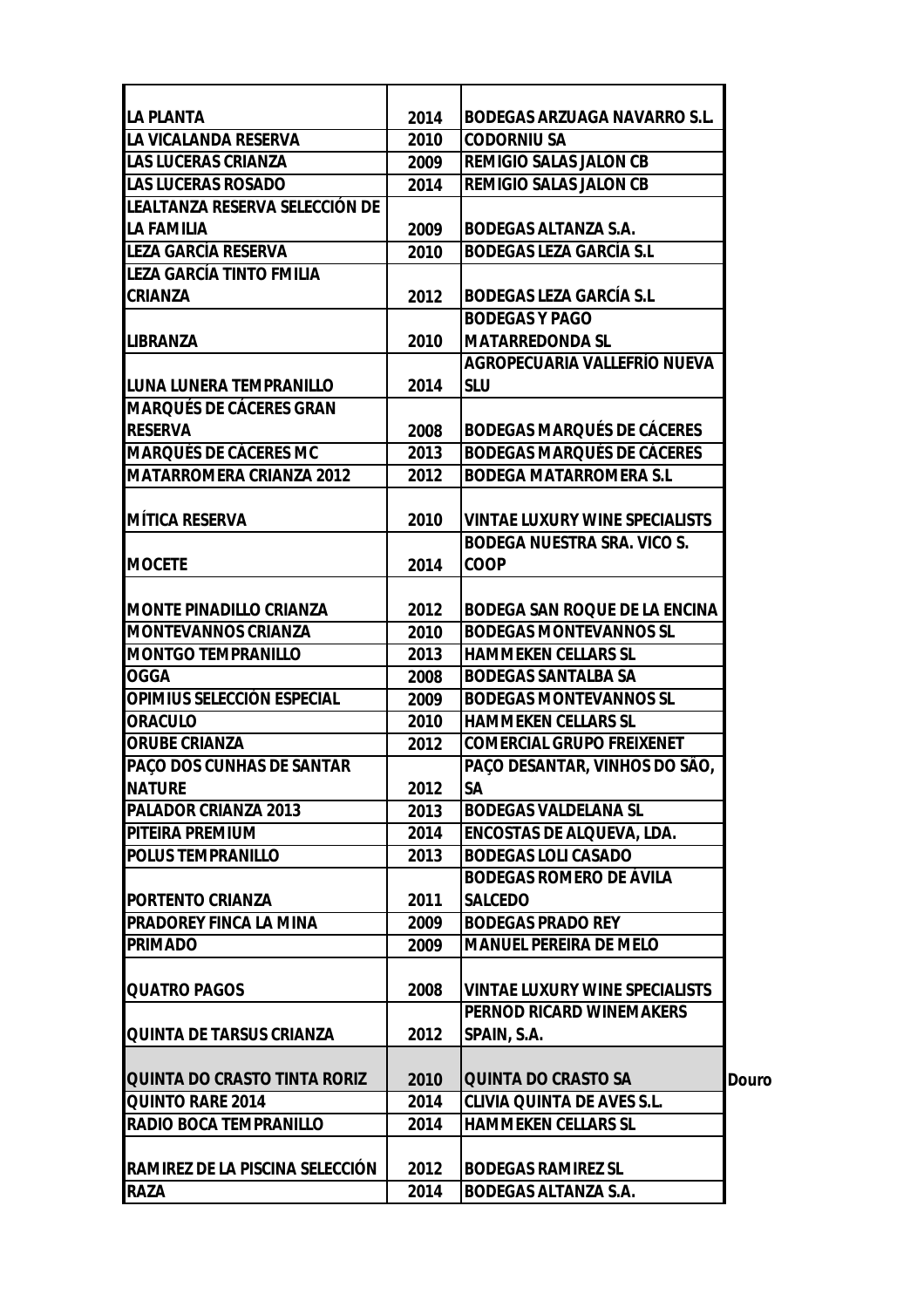| | | | |
|---|---|---|---|
| LA PLANTA | 2014 | BODEGAS ARZUAGA NAVARRO S.L. | |
| LA VICALANDA RESERVA | 2010 | CODORNIU SA | |
| LAS LUCERAS CRIANZA | 2009 | REMIGIO SALAS JALON CB | |
| LAS LUCERAS ROSADO | 2014 | REMIGIO SALAS JALON CB | |
| LEALTANZA RESERVA SELECCIÓN DE LA FAMILIA | 2009 | BODEGAS ALTANZA S.A. | |
| LEZA GARCÍA RESERVA | 2010 | BODEGAS LEZA GARCÍA S.L | |
| LEZA GARCÍA TINTO FMILIA CRIANZA | 2012 | BODEGAS LEZA GARCÍA S.L | |
| LIBRANZA | 2010 | BODEGAS Y PAGO MATARREDONDA SL | |
| LUNA LUNERA TEMPRANILLO | 2014 | AGROPECUARIA VALLEFRÍO NUEVA SLU | |
| MARQUÉS DE CÁCERES GRAN RESERVA | 2008 | BODEGAS MARQUÉS DE CÁCERES | |
| MARQUÉS DE CÁCERES MC | 2013 | BODEGAS MARQUÉS DE CÁCERES | |
| MATARROMERA CRIANZA 2012 | 2012 | BODEGA MATARROMERA S.L | |
| MÍTICA RESERVA | 2010 | VINTAE LUXURY WINE SPECIALISTS | |
| MOCETE | 2014 | BODEGA NUESTRA SRA. VICO S. COOP | |
| MONTE PINADILLO CRIANZA | 2012 | BODEGA SAN ROQUE DE LA ENCINA | |
| MONTEVANNOS CRIANZA | 2010 | BODEGAS MONTEVANNOS SL | |
| MONTGO TEMPRANILLO | 2013 | HAMMEKEN CELLARS SL | |
| OGGA | 2008 | BODEGAS SANTALBA SA | |
| OPIMIUS SELECCIÓN ESPECIAL | 2009 | BODEGAS MONTEVANNOS SL | |
| ORACULO | 2010 | HAMMEKEN CELLARS SL | |
| ORUBE CRIANZA | 2012 | COMERCIAL GRUPO FREIXENET | |
| PAÇO DOS CUNHAS DE SANTAR NATURE | 2012 | PAÇO DESANTAR, VINHOS DO SÃO, SA | |
| PALADOR CRIANZA 2013 | 2013 | BODEGAS VALDELANA SL | |
| PITEIRA PREMIUM | 2014 | ENCOSTAS DE ALQUEVA, LDA. | |
| POLUS TEMPRANILLO | 2013 | BODEGAS LOLI CASADO | |
| PORTENTO CRIANZA | 2011 | BODEGAS ROMERO DE ÁVILA SALCEDO | |
| PRADOREY FINCA LA MINA | 2009 | BODEGAS PRADO REY | |
| PRIMADO | 2009 | MANUEL PEREIRA DE MELO | |
| QUATRO PAGOS | 2008 | VINTAE LUXURY WINE SPECIALISTS | |
| QUINTA DE TARSUS CRIANZA | 2012 | PERNOD RICARD WINEMAKERS SPAIN, S.A. | |
| QUINTA DO CRASTO TINTA RORIZ | 2010 | QUINTA DO CRASTO SA | Douro |
| QUINTO RARE 2014 | 2014 | CLIVIA QUINTA DE AVES S.L. | |
| RADIO BOCA TEMPRANILLO | 2014 | HAMMEKEN CELLARS SL | |
| RAMIREZ DE LA PISCINA SELECCIÓN | 2012 | BODEGAS RAMIREZ SL | |
| RAZA | 2014 | BODEGAS ALTANZA S.A. | |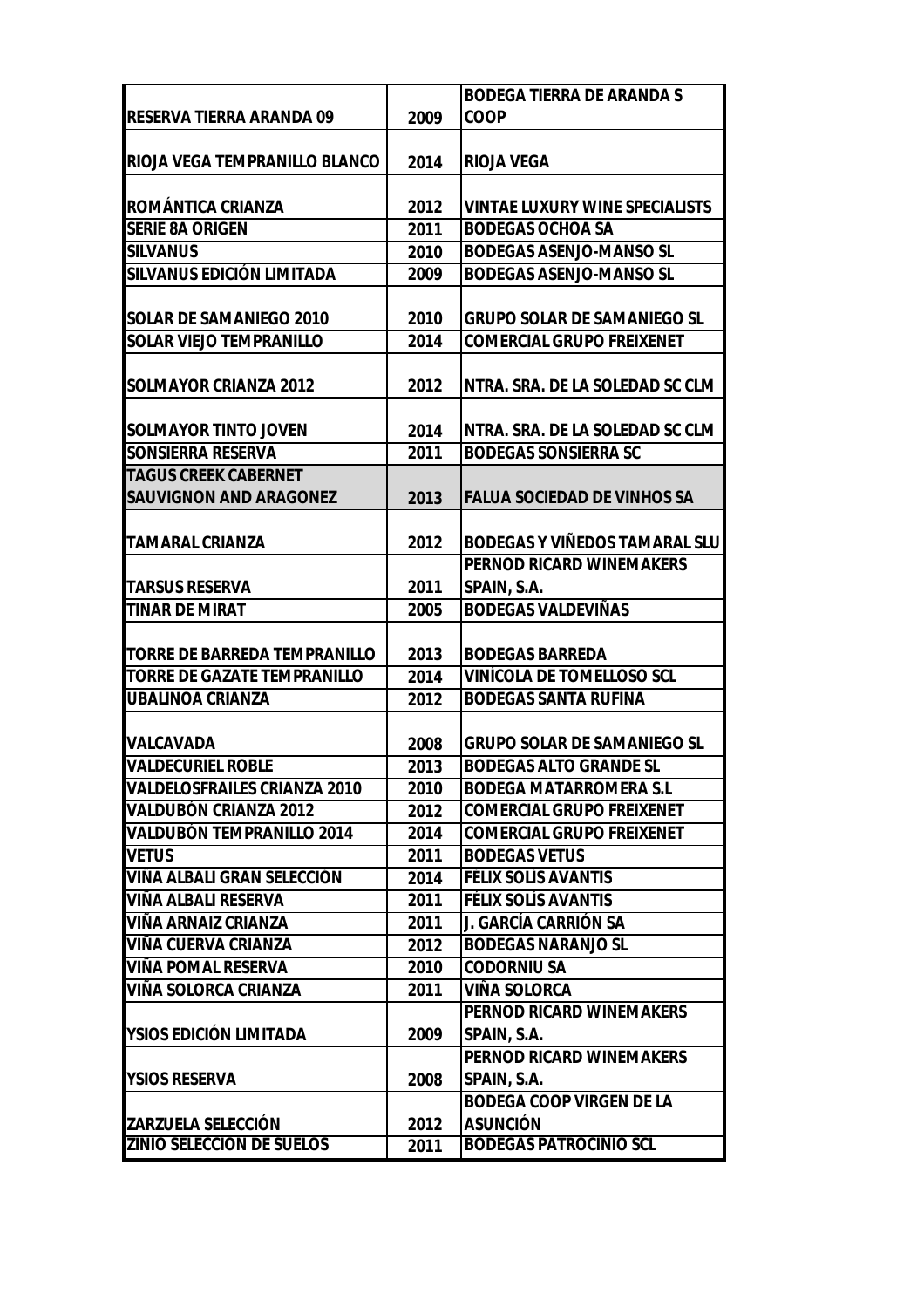| | | |
|---|---|---|
| RESERVA TIERRA ARANDA 09 | 2009 | BODEGA TIERRA DE ARANDA S COOP |
| RIOJA VEGA TEMPRANILLO BLANCO | 2014 | RIOJA VEGA |
| ROMÁNTICA CRIANZA | 2012 | VINTAE LUXURY WINE SPECIALISTS |
| SERIE 8A ORIGEN | 2011 | BODEGAS OCHOA SA |
| SILVANUS | 2010 | BODEGAS ASENJO-MANSO SL |
| SILVANUS EDICIÓN LIMITADA | 2009 | BODEGAS ASENJO-MANSO SL |
| SOLAR DE SAMANIEGO 2010 | 2010 | GRUPO SOLAR DE SAMANIEGO SL |
| SOLAR VIEJO TEMPRANILLO | 2014 | COMERCIAL GRUPO FREIXENET |
| SOLMAYOR CRIANZA 2012 | 2012 | NTRA. SRA. DE LA SOLEDAD SC CLM |
| SOLMAYOR TINTO JOVEN | 2014 | NTRA. SRA. DE LA SOLEDAD SC CLM |
| SONSIERRA RESERVA | 2011 | BODEGAS SONSIERRA SC |
| TAGUS CREEK CABERNET SAUVIGNON AND ARAGONEZ | 2013 | FALUA SOCIEDAD DE VINHOS SA |
| TAMARAL CRIANZA | 2012 | BODEGAS Y VIÑEDOS TAMARAL SLU |
| TARSUS RESERVA | 2011 | PERNOD RICARD WINEMAKERS SPAIN, S.A. |
| TINAR DE MIRAT | 2005 | BODEGAS VALDEVIÑAS |
| TORRE DE BARREDA TEMPRANILLO | 2013 | BODEGAS BARREDA |
| TORRE DE GAZATE TEMPRANILLO | 2014 | VINÍCOLA DE TOMELLOSO SCL |
| UBALINOA CRIANZA | 2012 | BODEGAS SANTA RUFINA |
| VALCAVADA | 2008 | GRUPO SOLAR DE SAMANIEGO SL |
| VALDECURIEL ROBLE | 2013 | BODEGAS ALTO GRANDE SL |
| VALDELOSFRAILES CRIANZA 2010 | 2010 | BODEGA MATARROMERA S.L |
| VALDUBÓN CRIANZA 2012 | 2012 | COMERCIAL GRUPO FREIXENET |
| VALDUBÓN TEMPRANILLO 2014 | 2014 | COMERCIAL GRUPO FREIXENET |
| VETUS | 2011 | BODEGAS VETUS |
| VIÑA ALBALI GRAN SELECCIÓN | 2014 | FÉLIX SOLÍS AVANTIS |
| VIÑA ALBALI RESERVA | 2011 | FÉLIX SOLÍS AVANTIS |
| VIÑA ARNAIZ CRIANZA | 2011 | J. GARCÍA CARRIÓN SA |
| VIÑA CUERVA CRIANZA | 2012 | BODEGAS NARANJO SL |
| VIÑA POMAL RESERVA | 2010 | CODORNIU SA |
| VIÑA SOLORCA CRIANZA | 2011 | VIÑA SOLORCA |
| YSIOS EDICIÓN LIMITADA | 2009 | PERNOD RICARD WINEMAKERS SPAIN, S.A. |
| YSIOS RESERVA | 2008 | PERNOD RICARD WINEMAKERS SPAIN, S.A. |
| ZARZUELA SELECCIÓN | 2012 | BODEGA COOP VIRGEN DE LA ASUNCIÓN |
| ZINIO SELECCIÓN DE SUELOS | 2011 | BODEGAS PATROCINIO SCL |